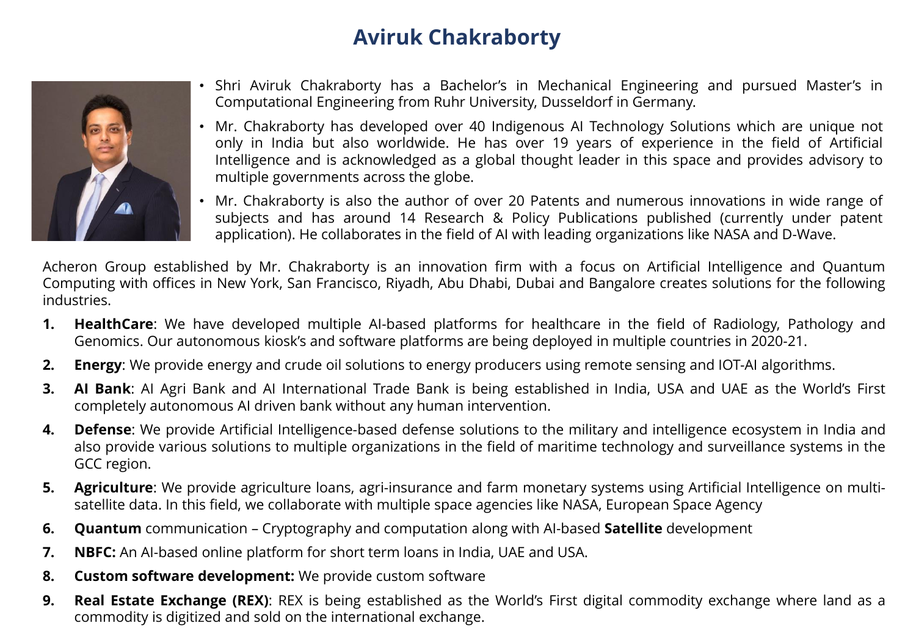# Aviruk Chakraborty

- Shri Aviruk Chakraborty has a Bachelor's in Mechanical Engineering and pursued Master's in Computational Engineering from Ruhr University, Dusseldorf in Germany.
- Mr. Chakraborty has developed over 40 Indigenous AI Technology Solutions which are unique not only in India but also worldwide. He has over 19 years of experience in the field of Artificial Intelligence and is acknowledged as a global thought leader in this space and provides advisory to multiple governments across the globe.
- Mr. Chakraborty is also the author of over 20 Patents and numerous innovations in wide range of subjects and has around 14 Research & Policy Publications published (currently under patent application). He collaborates in the field of AI with leading organizations like NASA and D-Wave.

Acheron Group established by Mr. Chakraborty is an innovation firm with a focus on Artificial Intelligence and Quantum Computing with offices in New York, San Francisco, Riyadh, Abu Dhabi, Dubai and Bangalore creates solutions for the following industries.

1. **HealthCare**: We have developed multiple AI-based platforms for healthcare in the field of Radiology, Pathology and Genomics. Our autonomous kiosk's and software platforms are being deployed in multiple countries in 2020-21.
2. **Energy**: We provide energy and crude oil solutions to energy producers using remote sensing and IOT-AI algorithms.
3. **AI Bank**: AI Agri Bank and AI International Trade Bank is being established in India, USA and UAE as the World's First completely autonomous AI driven bank without any human intervention.
4. **Defense**: We provide Artificial Intelligence-based defense solutions to the military and intelligence ecosystem in India and also provide various solutions to multiple organizations in the field of maritime technology and surveillance systems in the GCC region.
5. **Agriculture**: We provide agriculture loans, agri-insurance and farm monetary systems using Artificial Intelligence on multi-satellite data. In this field, we collaborate with multiple space agencies like NASA, European Space Agency
6. **Quantum** communication – Cryptography and computation along with AI-based **Satellite** development
7. **NBFC:** An AI-based online platform for short term loans in India, UAE and USA.
8. **Custom software development:** We provide custom software
9. **Real Estate Exchange (REX)**: REX is being established as the World's First digital commodity exchange where land as a commodity is digitized and sold on the international exchange.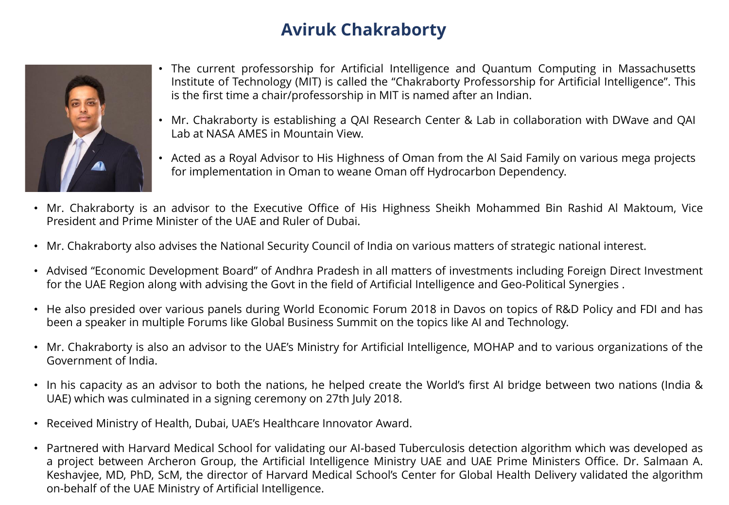# Aviruk Chakraborty

- The current professorship for Artificial Intelligence and Quantum Computing in Massachusetts Institute of Technology (MIT) is called the "Chakraborty Professorship for Artificial Intelligence". This is the first time a chair/professorship in MIT is named after an Indian.
- Mr. Chakraborty is establishing a QAI Research Center & Lab in collaboration with DWave and QAI Lab at NASA AMES in Mountain View.
- Acted as a Royal Advisor to His Highness of Oman from the Al Said Family on various mega projects for implementation in Oman to weane Oman off Hydrocarbon Dependency.
- Mr. Chakraborty is an advisor to the Executive Office of His Highness Sheikh Mohammed Bin Rashid Al Maktoum, Vice President and Prime Minister of the UAE and Ruler of Dubai.
- Mr. Chakraborty also advises the National Security Council of India on various matters of strategic national interest.
- Advised "Economic Development Board" of Andhra Pradesh in all matters of investments including Foreign Direct Investment for the UAE Region along with advising the Govt in the field of Artificial Intelligence and Geo-Political Synergies .
- He also presided over various panels during World Economic Forum 2018 in Davos on topics of R&D Policy and FDI and has been a speaker in multiple Forums like Global Business Summit on the topics like AI and Technology.
- Mr. Chakraborty is also an advisor to the UAE's Ministry for Artificial Intelligence, MOHAP and to various organizations of the Government of India.
- In his capacity as an advisor to both the nations, he helped create the World's first AI bridge between two nations (India & UAE) which was culminated in a signing ceremony on 27th July 2018.
- Received Ministry of Health, Dubai, UAE's Healthcare Innovator Award.
- Partnered with Harvard Medical School for validating our AI-based Tuberculosis detection algorithm which was developed as a project between Archeron Group, the Artificial Intelligence Ministry UAE and UAE Prime Ministers Office. Dr. Salmaan A. Keshavjee, MD, PhD, ScM, the director of Harvard Medical School's Center for Global Health Delivery validated the algorithm on-behalf of the UAE Ministry of Artificial Intelligence.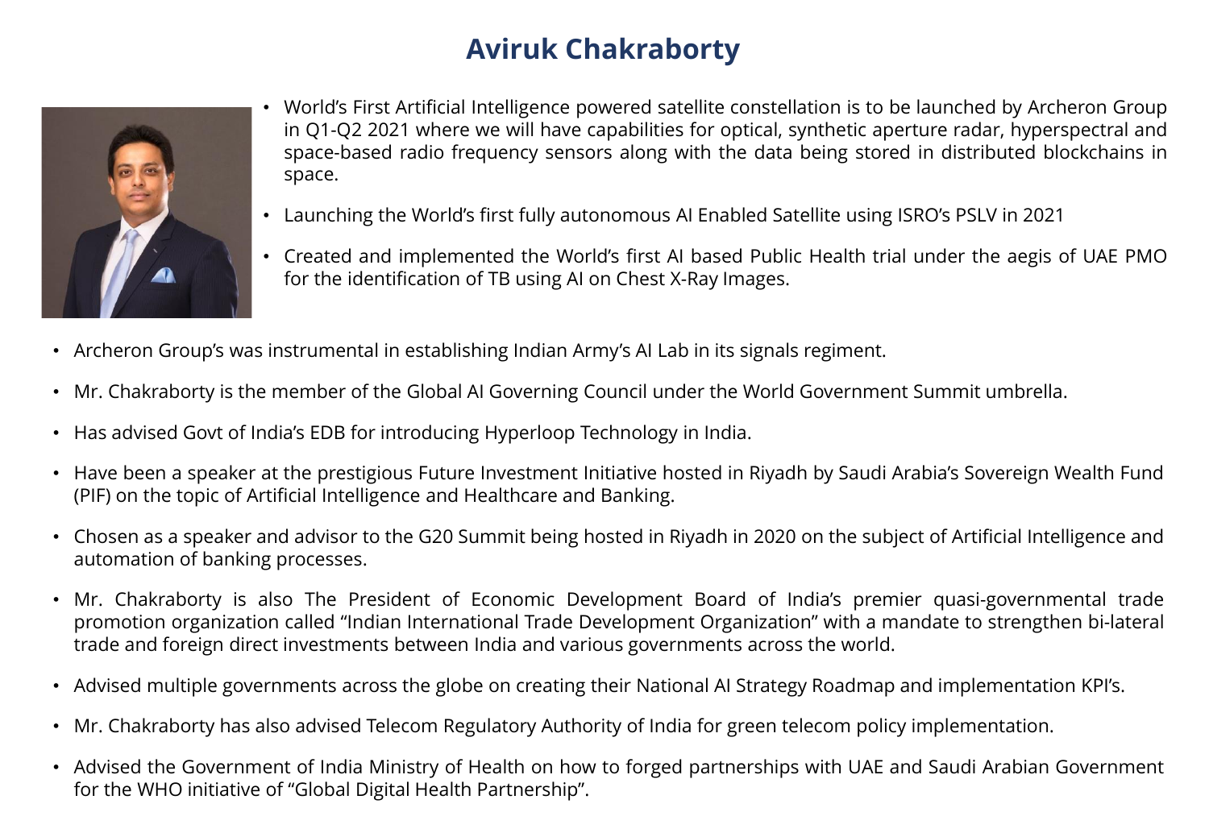# Aviruk Chakraborty

- World's First Artificial Intelligence powered satellite constellation is to be launched by Archeron Group in Q1-Q2 2021 where we will have capabilities for optical, synthetic aperture radar, hyperspectral and space-based radio frequency sensors along with the data being stored in distributed blockchains in space.
- Launching the World's first fully autonomous AI Enabled Satellite using ISRO's PSLV in 2021
- Created and implemented the World's first AI based Public Health trial under the aegis of UAE PMO for the identification of TB using AI on Chest X-Ray Images.
- Archeron Group's was instrumental in establishing Indian Army's AI Lab in its signals regiment.
- Mr. Chakraborty is the member of the Global AI Governing Council under the World Government Summit umbrella.
- Has advised Govt of India's EDB for introducing Hyperloop Technology in India.
- Have been a speaker at the prestigious Future Investment Initiative hosted in Riyadh by Saudi Arabia's Sovereign Wealth Fund (PIF) on the topic of Artificial Intelligence and Healthcare and Banking.
- Chosen as a speaker and advisor to the G20 Summit being hosted in Riyadh in 2020 on the subject of Artificial Intelligence and automation of banking processes.
- Mr. Chakraborty is also The President of Economic Development Board of India's premier quasi-governmental trade promotion organization called "Indian International Trade Development Organization" with a mandate to strengthen bi-lateral trade and foreign direct investments between India and various governments across the world.
- Advised multiple governments across the globe on creating their National AI Strategy Roadmap and implementation KPI's.
- Mr. Chakraborty has also advised Telecom Regulatory Authority of India for green telecom policy implementation.
- Advised the Government of India Ministry of Health on how to forged partnerships with UAE and Saudi Arabian Government for the WHO initiative of "Global Digital Health Partnership".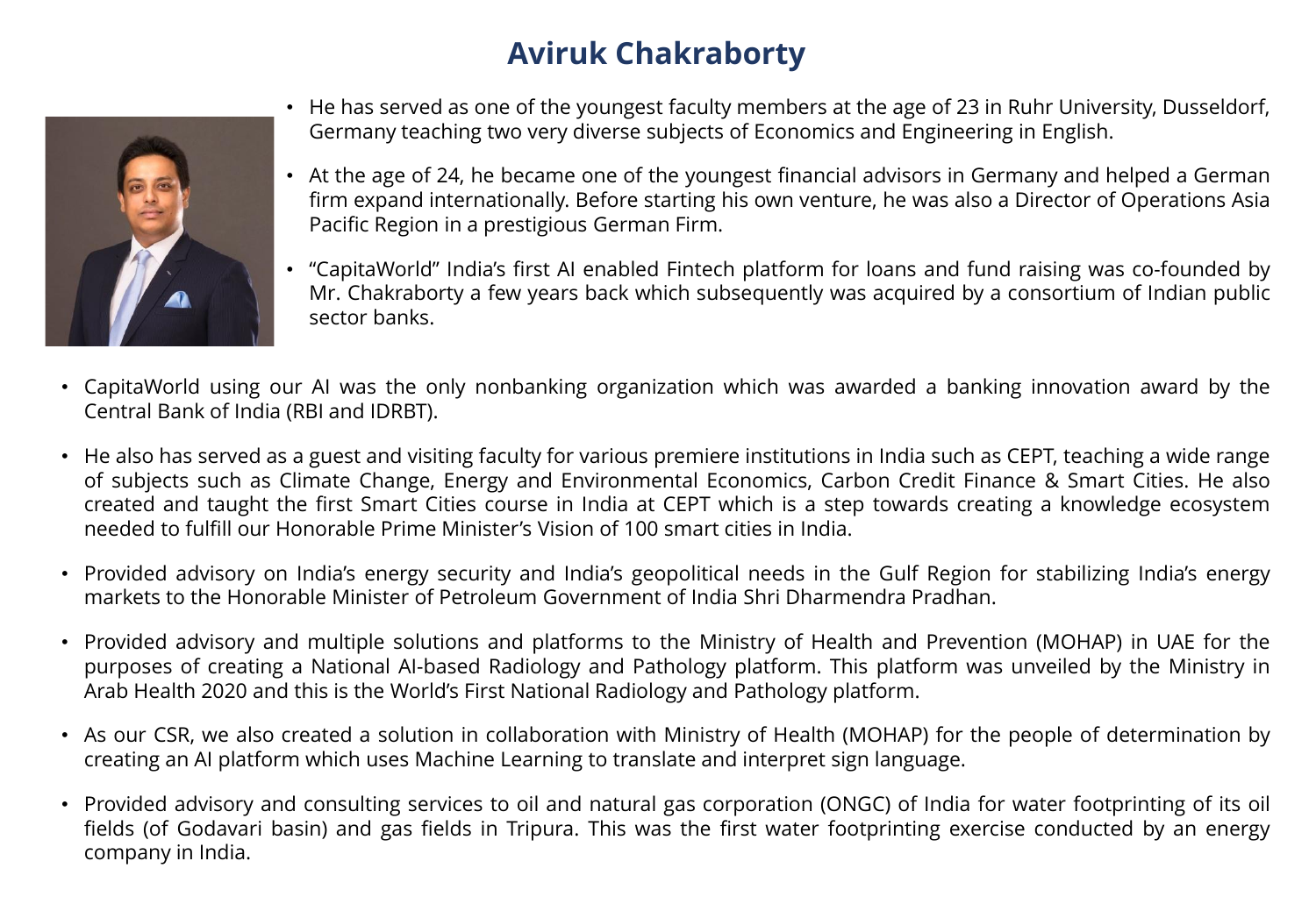# Aviruk Chakraborty

- He has served as one of the youngest faculty members at the age of 23 in Ruhr University, Dusseldorf, Germany teaching two very diverse subjects of Economics and Engineering in English.
- At the age of 24, he became one of the youngest financial advisors in Germany and helped a German firm expand internationally. Before starting his own venture, he was also a Director of Operations Asia Pacific Region in a prestigious German Firm.
- "CapitaWorld" India's first AI enabled Fintech platform for loans and fund raising was co-founded by Mr. Chakraborty a few years back which subsequently was acquired by a consortium of Indian public sector banks.
- CapitaWorld using our AI was the only nonbanking organization which was awarded a banking innovation award by the Central Bank of India (RBI and IDRBT).
- He also has served as a guest and visiting faculty for various premiere institutions in India such as CEPT, teaching a wide range of subjects such as Climate Change, Energy and Environmental Economics, Carbon Credit Finance & Smart Cities. He also created and taught the first Smart Cities course in India at CEPT which is a step towards creating a knowledge ecosystem needed to fulfill our Honorable Prime Minister's Vision of 100 smart cities in India.
- Provided advisory on India's energy security and India's geopolitical needs in the Gulf Region for stabilizing India's energy markets to the Honorable Minister of Petroleum Government of India Shri Dharmendra Pradhan.
- Provided advisory and multiple solutions and platforms to the Ministry of Health and Prevention (MOHAP) in UAE for the purposes of creating a National AI-based Radiology and Pathology platform. This platform was unveiled by the Ministry in Arab Health 2020 and this is the World's First National Radiology and Pathology platform.
- As our CSR, we also created a solution in collaboration with Ministry of Health (MOHAP) for the people of determination by creating an AI platform which uses Machine Learning to translate and interpret sign language.
- Provided advisory and consulting services to oil and natural gas corporation (ONGC) of India for water footprinting of its oil fields (of Godavari basin) and gas fields in Tripura. This was the first water footprinting exercise conducted by an energy company in India.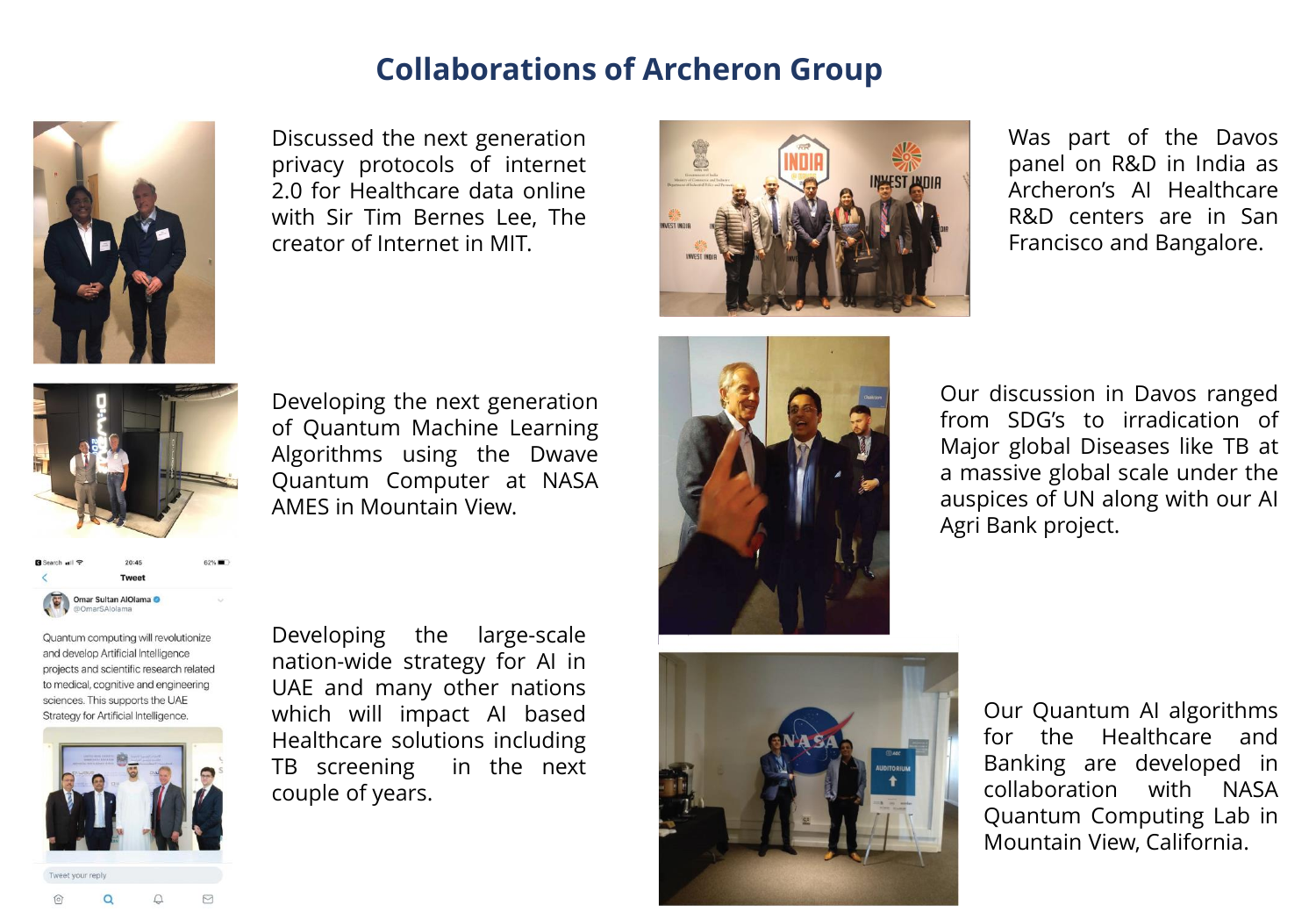# Collaborations of Archeron Group

Discussed the next generation privacy protocols of internet 2.0 for Healthcare data online with Sir Tim Bernes Lee, The creator of Internet in MIT.

Developing the next generation of Quantum Machine Learning Algorithms using the Dwave Quantum Computer at NASA AMES in Mountain View.

Developing the large-scale nation-wide strategy for AI in UAE and many other nations which will impact AI based Healthcare solutions including TB screening in the next couple of years.

Was part of the Davos panel on R&D in India as Archeron's AI Healthcare R&D centers are in San Francisco and Bangalore.

Our discussion in Davos ranged from SDG's to irradication of Major global Diseases like TB at a massive global scale under the auspices of UN along with our AI Agri Bank project.

Our Quantum AI algorithms for the Healthcare and Banking are developed in collaboration with NASA Quantum Computing Lab in Mountain View, California.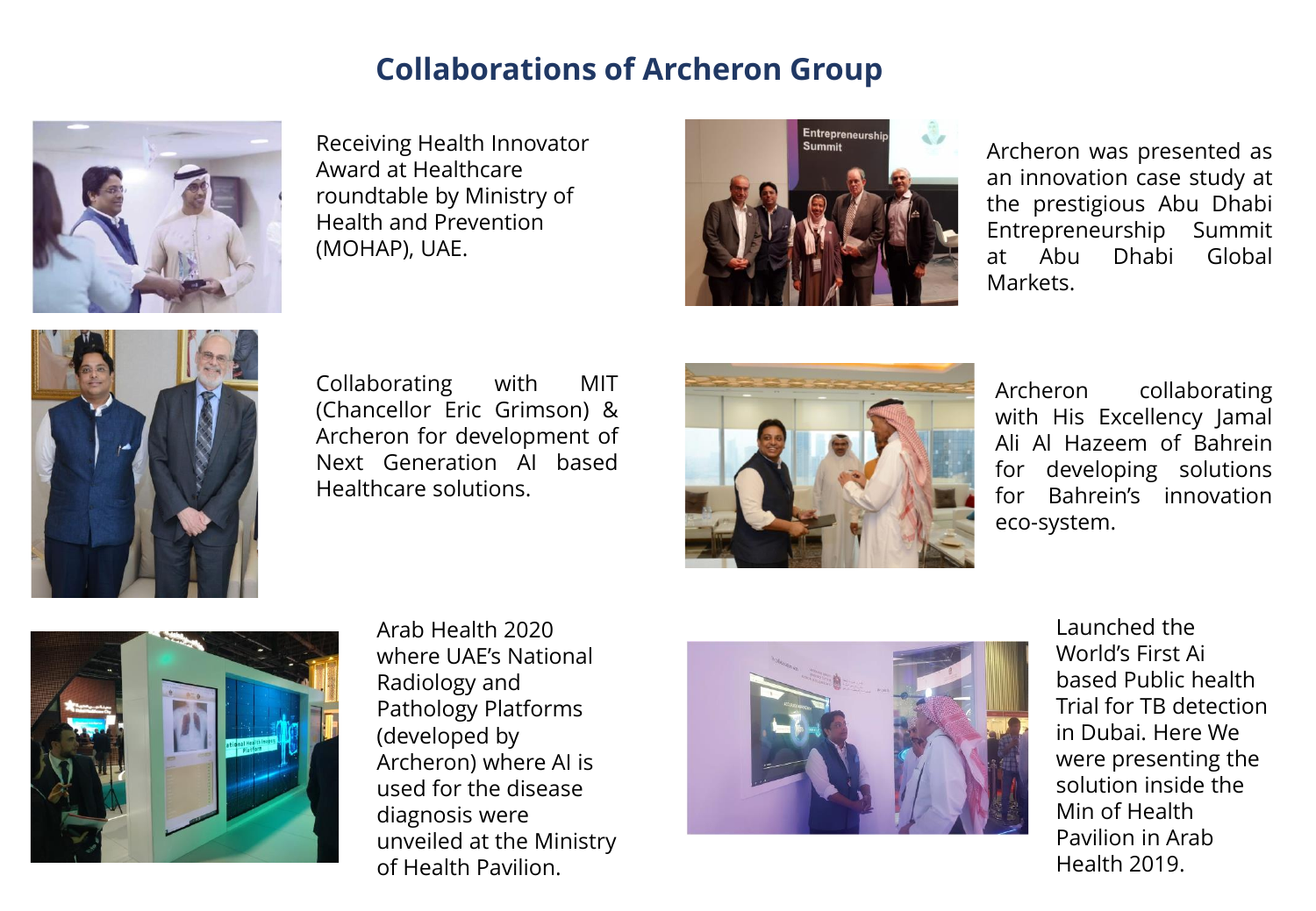# Collaborations of Archeron Group

Receiving Health Innovator Award at Healthcare roundtable by Ministry of Health and Prevention (MOHAP), UAE.

Archeron was presented as an innovation case study at the prestigious Abu Dhabi Entrepreneurship Summit at Abu Dhabi Global Markets.

Collaborating with MIT (Chancellor Eric Grimson) & Archeron for development of Next Generation AI based Healthcare solutions.

Archeron collaborating with His Excellency Jamal Ali Al Hazeem of Bahrein for developing solutions for Bahrein's innovation eco-system.

Arab Health 2020 where UAE's National Radiology and Pathology Platforms (developed by Archeron) where AI is used for the disease diagnosis were unveiled at the Ministry of Health Pavilion.

Launched the World's First Ai based Public health Trial for TB detection in Dubai. Here We were presenting the solution inside the Min of Health Pavilion in Arab Health 2019.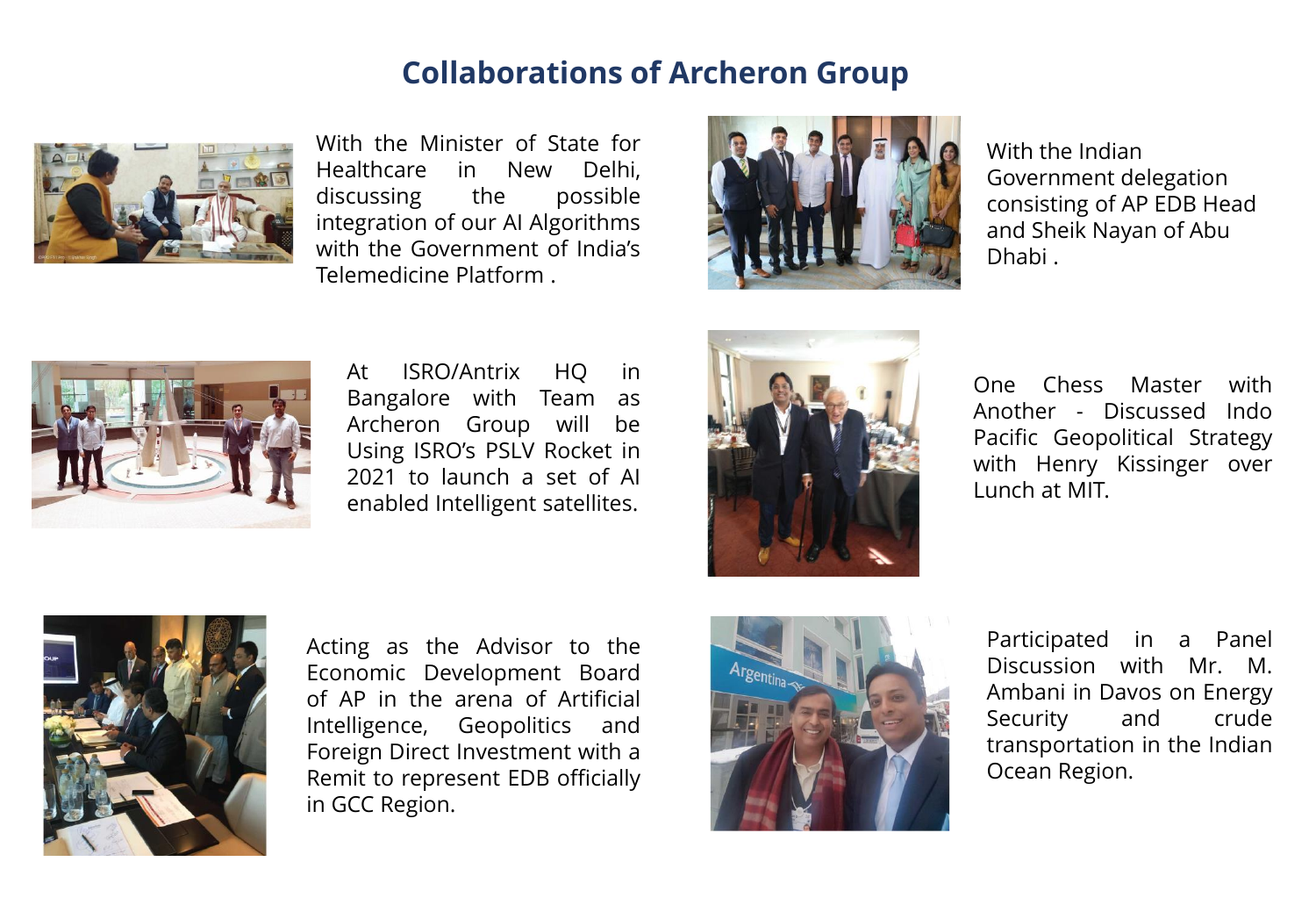# Collaborations of Archeron Group

With the Minister of State for Healthcare in New Delhi, discussing the possible integration of our AI Algorithms with the Government of India's Telemedicine Platform .

With the Indian Government delegation consisting of AP EDB Head and Sheik Nayan of Abu Dhabi .

At ISRO/Antrix HQ in Bangalore with Team as Archeron Group will be Using ISRO's PSLV Rocket in 2021 to launch a set of AI enabled Intelligent satellites.

One Chess Master with Another - Discussed Indo Pacific Geopolitical Strategy with Henry Kissinger over Lunch at MIT.

Acting as the Advisor to the Economic Development Board of AP in the arena of Artificial Intelligence, Geopolitics and Foreign Direct Investment with a Remit to represent EDB officially in GCC Region.

Participated in a Panel Discussion with Mr. M. Ambani in Davos on Energy Security and crude transportation in the Indian Ocean Region.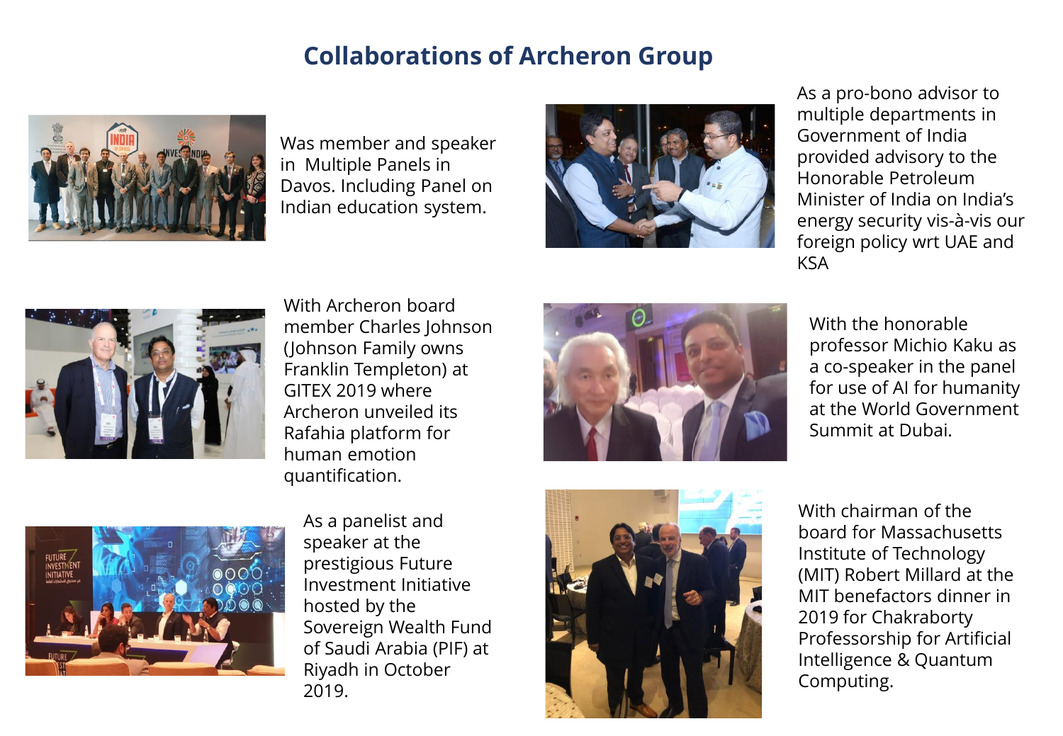# Collaborations of Archeron Group

Was member and speaker in Multiple Panels in Davos. Including Panel on Indian education system.

As a pro-bono advisor to multiple departments in Government of India provided advisory to the Honorable Petroleum Minister of India on India's energy security vis-à-vis our foreign policy wrt UAE and KSA

With Archeron board member Charles Johnson (Johnson Family owns Franklin Templeton) at GITEX 2019 where Archeron unveiled its Rafahia platform for human emotion quantification.

With the honorable professor Michio Kaku as a co-speaker in the panel for use of AI for humanity at the World Government Summit at Dubai.

As a panelist and speaker at the prestigious Future Investment Initiative hosted by the Sovereign Wealth Fund of Saudi Arabia (PIF) at Riyadh in October 2019.

With chairman of the board for Massachusetts Institute of Technology (MIT) Robert Millard at the MIT benefactors dinner in 2019 for Chakraborty Professorship for Artificial Intelligence & Quantum Computing.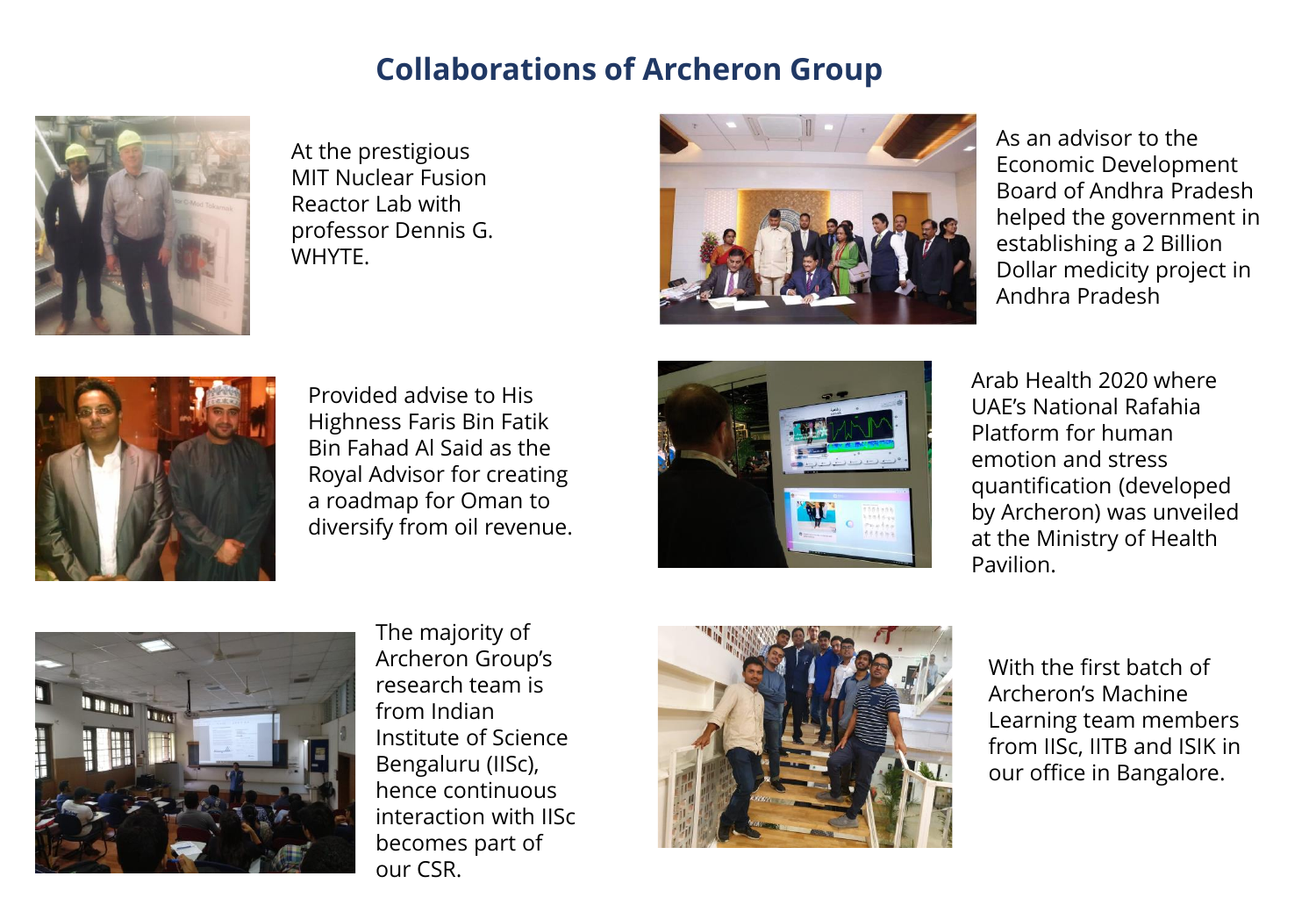# Collaborations of Archeron Group

At the prestigious MIT Nuclear Fusion Reactor Lab with professor Dennis G. WHYTE.

As an advisor to the Economic Development Board of Andhra Pradesh helped the government in establishing a 2 Billion Dollar medicity project in Andhra Pradesh

Provided advise to His Highness Faris Bin Fatik Bin Fahad Al Said as the Royal Advisor for creating a roadmap for Oman to diversify from oil revenue.

Arab Health 2020 where UAE's National Rafahia Platform for human emotion and stress quantification (developed by Archeron) was unveiled at the Ministry of Health Pavilion.

The majority of Archeron Group's research team is from Indian Institute of Science Bengaluru (IISc), hence continuous interaction with IISc becomes part of our CSR.

With the first batch of Archeron's Machine Learning team members from IISc, IITB and ISIK in our office in Bangalore.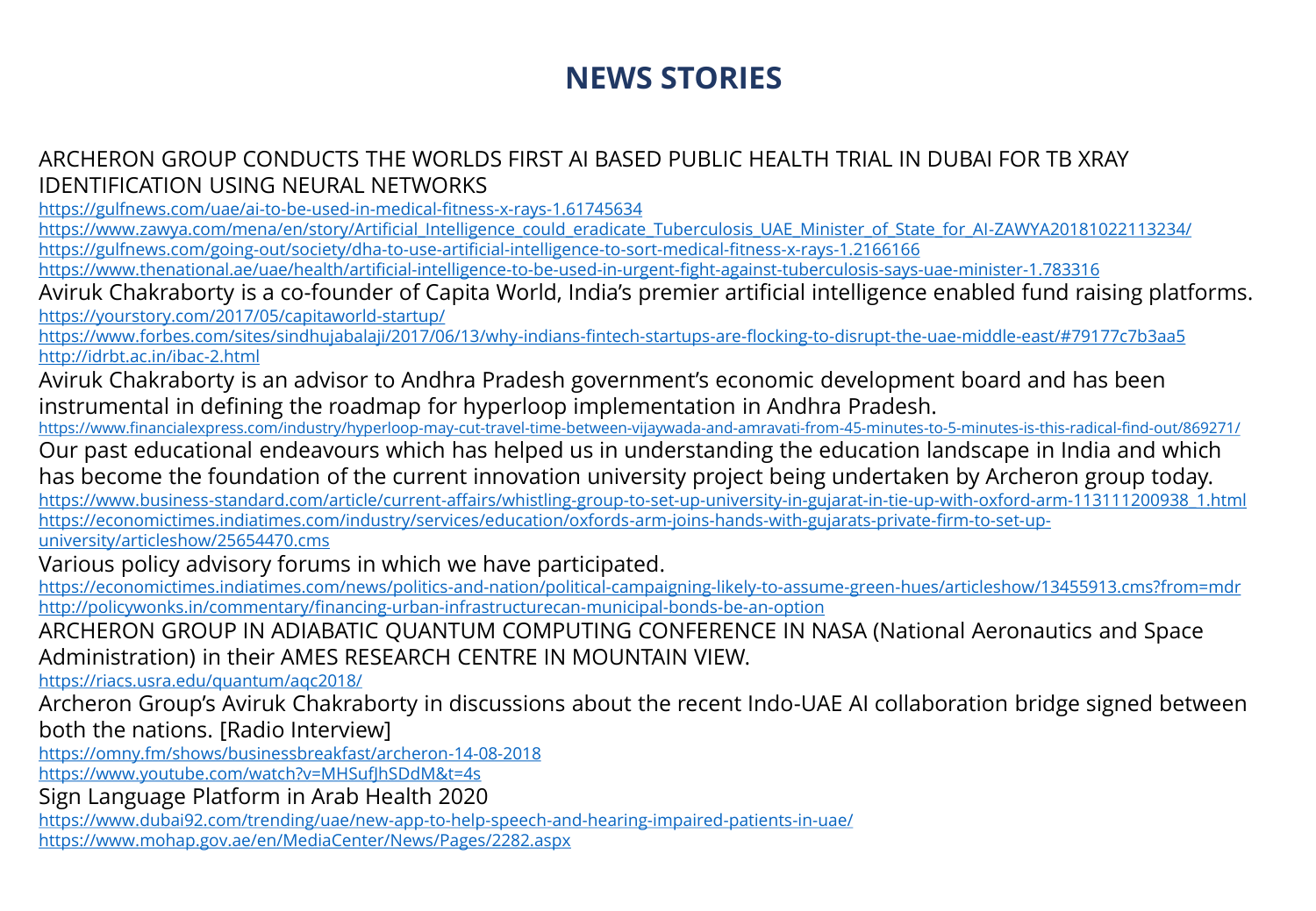# NEWS STORIES

ARCHERON GROUP CONDUCTS THE WORLDS FIRST AI BASED PUBLIC HEALTH TRIAL IN DUBAI FOR TB XRAY IDENTIFICATION USING NEURAL NETWORKS

https://gulfnews.com/uae/ai-to-be-used-in-medical-fitness-x-rays-1.61745634
https://www.zawya.com/mena/en/story/Artificial_Intelligence_could_eradicate_Tuberculosis_UAE_Minister_of_State_for_AI-ZAWYA20181022113234/
https://gulfnews.com/going-out/society/dha-to-use-artificial-intelligence-to-sort-medical-fitness-x-rays-1.2166166
https://www.thenational.ae/uae/health/artificial-intelligence-to-be-used-in-urgent-fight-against-tuberculosis-says-uae-minister-1.783316

Aviruk Chakraborty is a co-founder of Capita World, India's premier artificial intelligence enabled fund raising platforms.

https://yourstory.com/2017/05/capitaworld-startup/
https://www.forbes.com/sites/sindhujabalaji/2017/06/13/why-indians-fintech-startups-are-flocking-to-disrupt-the-uae-middle-east/#79177c7b3aa5
http://idrbt.ac.in/ibac-2.html

Aviruk Chakraborty is an advisor to Andhra Pradesh government's economic development board and has been instrumental in defining the roadmap for hyperloop implementation in Andhra Pradesh.

https://www.financialexpress.com/industry/hyperloop-may-cut-travel-time-between-vijaywada-and-amravati-from-45-minutes-to-5-minutes-is-this-radical-find-out/869271/

Our past educational endeavours which has helped us in understanding the education landscape in India and which has become the foundation of the current innovation university project being undertaken by Archeron group today.

https://www.business-standard.com/article/current-affairs/whistling-group-to-set-up-university-in-gujarat-in-tie-up-with-oxford-arm-113111200938_1.html
https://economictimes.indiatimes.com/industry/services/education/oxfords-arm-joins-hands-with-gujarats-private-firm-to-set-up-university/articleshow/25654470.cms

Various policy advisory forums in which we have participated.

https://economictimes.indiatimes.com/news/politics-and-nation/political-campaigning-likely-to-assume-green-hues/articleshow/13455913.cms?from=mdr
http://policywonks.in/commentary/financing-urban-infrastructurecan-municipal-bonds-be-an-option

ARCHERON GROUP IN ADIABATIC QUANTUM COMPUTING CONFERENCE IN NASA (National Aeronautics and Space Administration) in their AMES RESEARCH CENTRE IN MOUNTAIN VIEW.

https://riacs.usra.edu/quantum/aqc2018/

Archeron Group's Aviruk Chakraborty in discussions about the recent Indo-UAE AI collaboration bridge signed between both the nations. [Radio Interview]

https://omny.fm/shows/businessbreakfast/archeron-14-08-2018
https://www.youtube.com/watch?v=MHSufJhSDdM&t=4s

Sign Language Platform in Arab Health 2020

https://www.dubai92.com/trending/uae/new-app-to-help-speech-and-hearing-impaired-patients-in-uae/
https://www.mohap.gov.ae/en/MediaCenter/News/Pages/2282.aspx